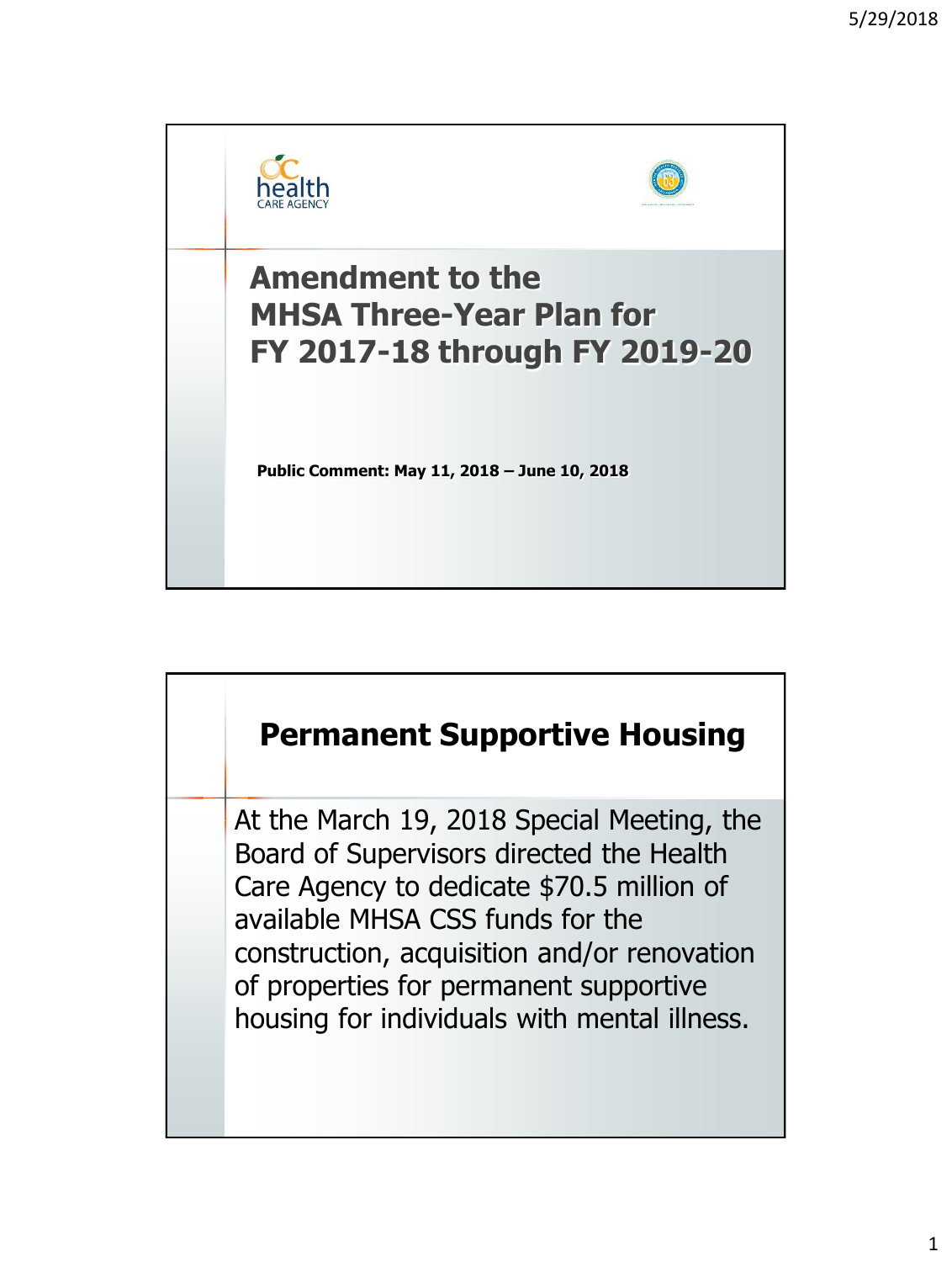# Amendment to the MHSA Three-Year Plan for FY 2017-18 through FY 2019-20

**Public Comment: May 11, 2018 – June 10, 2018**

## Permanent Supportive Housing

At the March 19, 2018 Special Meeting, the Board of Supervisors directed the Health Care Agency to dedicate $70.5 million of available MHSA CSS funds for the construction, acquisition and/or renovation of properties for permanent supportive housing for individuals with mental illness.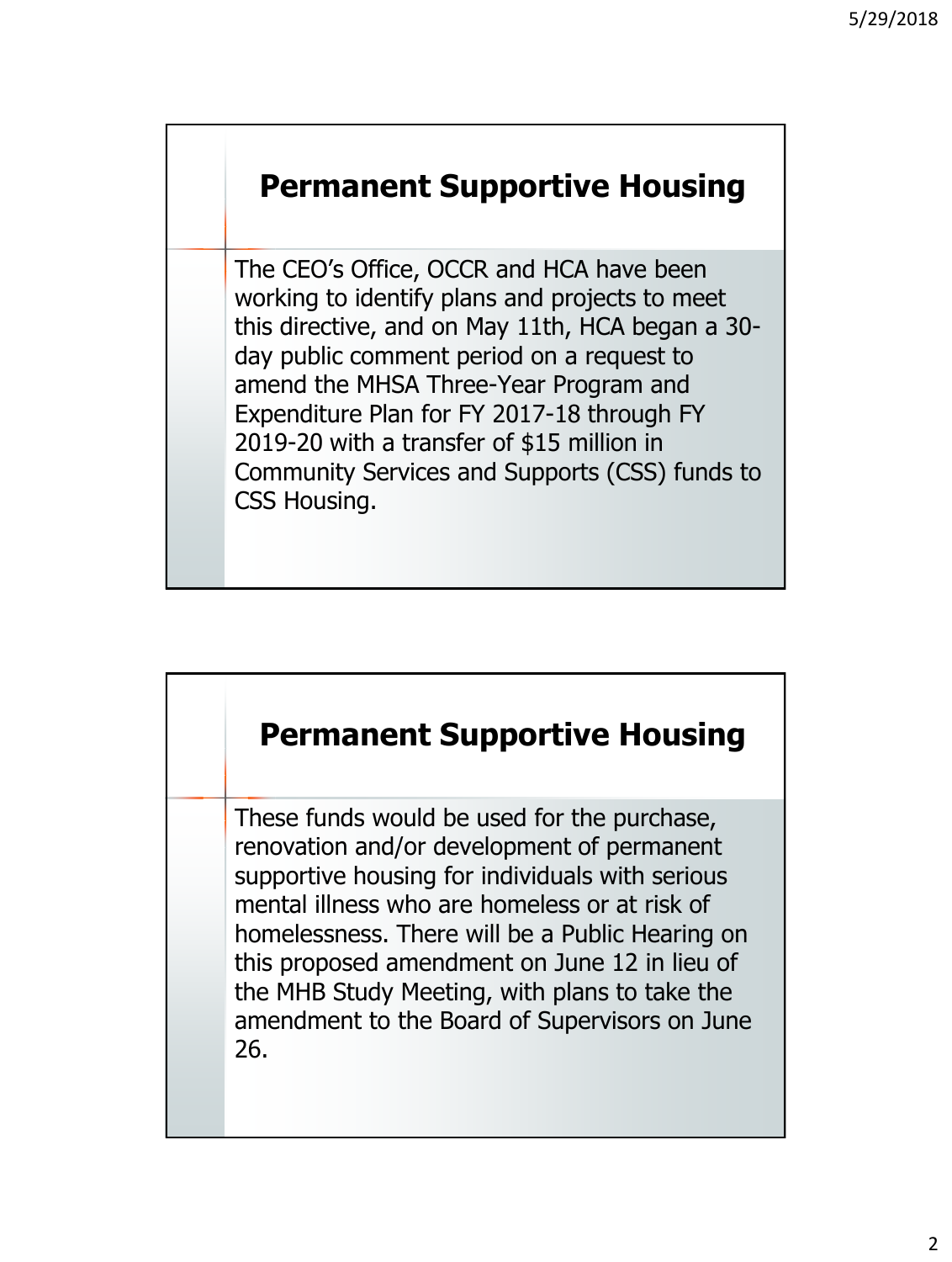## Permanent Supportive Housing

The CEO's Office, OCCR and HCA have been working to identify plans and projects to meet this directive, and on May 11th, HCA began a 30-day public comment period on a request to amend the MHSA Three-Year Program and Expenditure Plan for FY 2017-18 through FY 2019-20 with a transfer of $15 million in Community Services and Supports (CSS) funds to CSS Housing.

## Permanent Supportive Housing

These funds would be used for the purchase, renovation and/or development of permanent supportive housing for individuals with serious mental illness who are homeless or at risk of homelessness. There will be a Public Hearing on this proposed amendment on June 12 in lieu of the MHB Study Meeting, with plans to take the amendment to the Board of Supervisors on June 26.